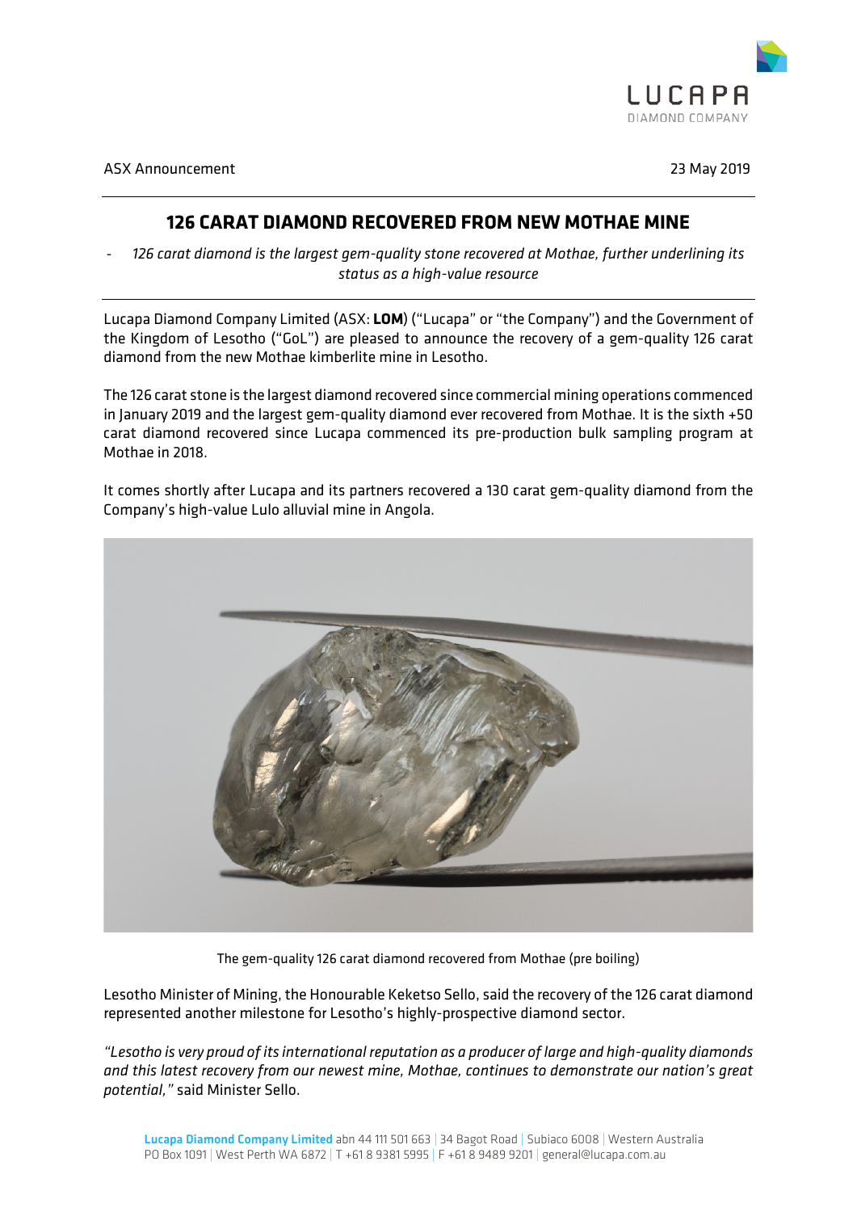ASX Announcement

23 May 2019

# 126 CARAT DIAMOND RECOVERED FROM NEW MOTHAE MINE

- *126 carat diamond is the largest gem-quality stone recovered at Mothae, further underlining its status as a high-value resource*

Lucapa Diamond Company Limited (ASX: **LOM**) ("Lucapa" or "the Company") and the Government of the Kingdom of Lesotho ("GoL") are pleased to announce the recovery of a gem-quality 126 carat diamond from the new Mothae kimberlite mine in Lesotho.

The 126 carat stone is the largest diamond recovered since commercial mining operations commenced in January 2019 and the largest gem-quality diamond ever recovered from Mothae. It is the sixth +50 carat diamond recovered since Lucapa commenced its pre-production bulk sampling program at Mothae in 2018.

It comes shortly after Lucapa and its partners recovered a 130 carat gem-quality diamond from the Company's high-value Lulo alluvial mine in Angola.

The gem-quality 126 carat diamond recovered from Mothae (pre boiling)

Lesotho Minister of Mining, the Honourable Keketso Sello, said the recovery of the 126 carat diamond represented another milestone for Lesotho's highly-prospective diamond sector.

*"Lesotho is very proud of its international reputation as a producer of large and high-quality diamonds and this latest recovery from our newest mine, Mothae, continues to demonstrate our nation's great potential,"* said Minister Sello.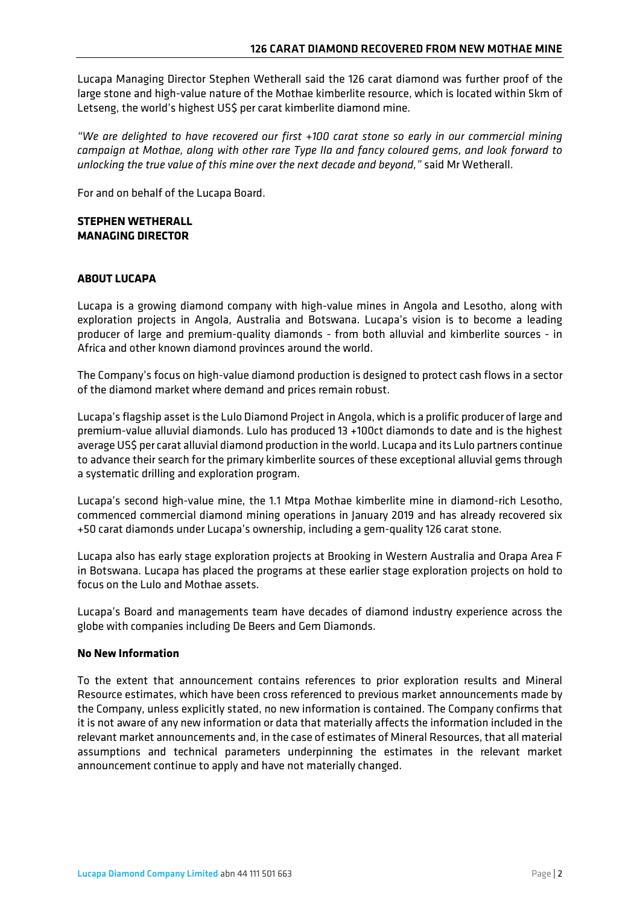Lucapa Managing Director Stephen Wetherall said the 126 carat diamond was further proof of the large stone and high-value nature of the Mothae kimberlite resource, which is located within 5km of Letseng, the world's highest US$ per carat kimberlite diamond mine.

*"We are delighted to have recovered our first +100 carat stone so early in our commercial mining campaign at Mothae, along with other rare Type IIa and fancy coloured gems, and look forward to unlocking the true value of this mine over the next decade and beyond,"* said Mr Wetherall.

For and on behalf of the Lucapa Board.

**STEPHEN WETHERALL**
**MANAGING DIRECTOR**

## ABOUT LUCAPA

Lucapa is a growing diamond company with high-value mines in Angola and Lesotho, along with exploration projects in Angola, Australia and Botswana. Lucapa's vision is to become a leading producer of large and premium-quality diamonds - from both alluvial and kimberlite sources - in Africa and other known diamond provinces around the world.

The Company's focus on high-value diamond production is designed to protect cash flows in a sector of the diamond market where demand and prices remain robust.

Lucapa's flagship asset is the Lulo Diamond Project in Angola, which is a prolific producer of large and premium-value alluvial diamonds. Lulo has produced 13 +100ct diamonds to date and is the highest average US$ per carat alluvial diamond production in the world. Lucapa and its Lulo partners continue to advance their search for the primary kimberlite sources of these exceptional alluvial gems through a systematic drilling and exploration program.

Lucapa's second high-value mine, the 1.1 Mtpa Mothae kimberlite mine in diamond-rich Lesotho, commenced commercial diamond mining operations in January 2019 and has already recovered six +50 carat diamonds under Lucapa's ownership, including a gem-quality 126 carat stone.

Lucapa also has early stage exploration projects at Brooking in Western Australia and Orapa Area F in Botswana. Lucapa has placed the programs at these earlier stage exploration projects on hold to focus on the Lulo and Mothae assets.

Lucapa's Board and managements team have decades of diamond industry experience across the globe with companies including De Beers and Gem Diamonds.

### No New Information

To the extent that announcement contains references to prior exploration results and Mineral Resource estimates, which have been cross referenced to previous market announcements made by the Company, unless explicitly stated, no new information is contained. The Company confirms that it is not aware of any new information or data that materially affects the information included in the relevant market announcements and, in the case of estimates of Mineral Resources, that all material assumptions and technical parameters underpinning the estimates in the relevant market announcement continue to apply and have not materially changed.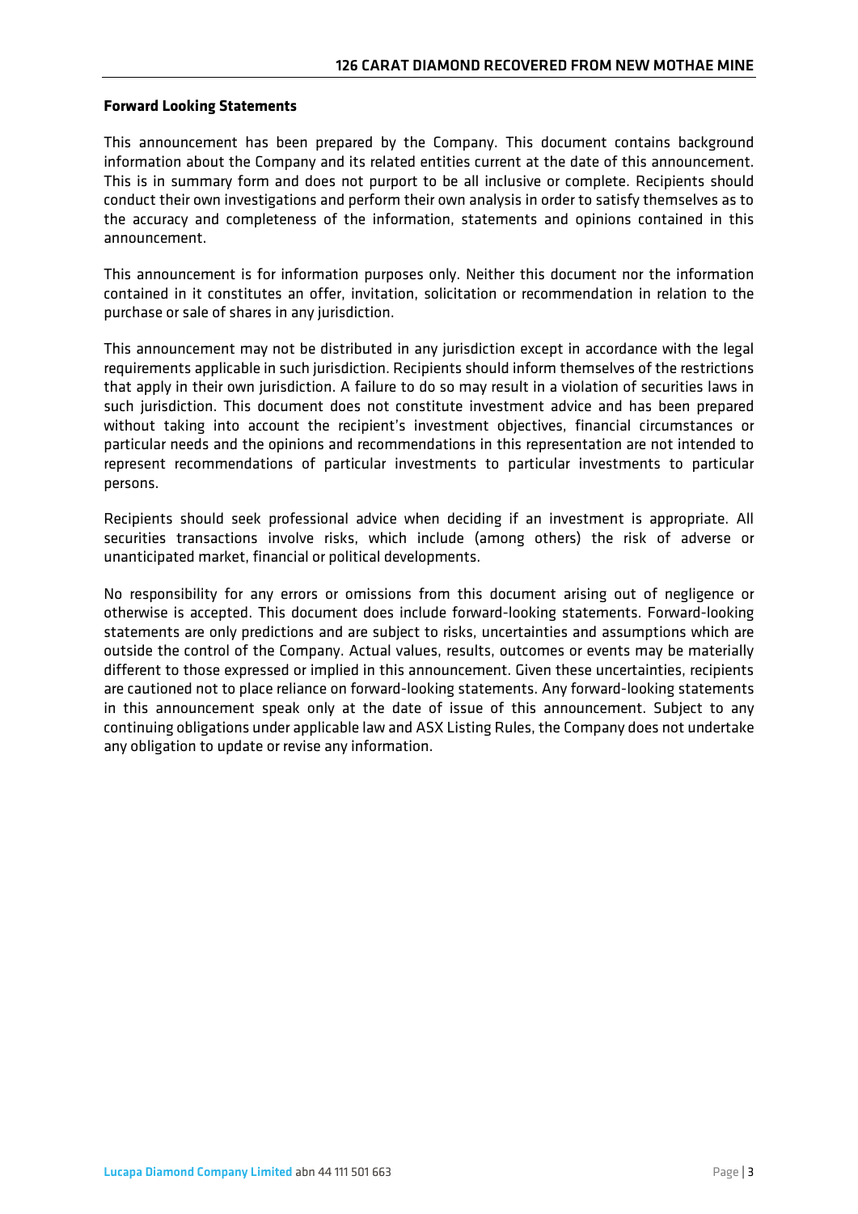**Forward Looking Statements**

This announcement has been prepared by the Company. This document contains background information about the Company and its related entities current at the date of this announcement. This is in summary form and does not purport to be all inclusive or complete. Recipients should conduct their own investigations and perform their own analysis in order to satisfy themselves as to the accuracy and completeness of the information, statements and opinions contained in this announcement.

This announcement is for information purposes only. Neither this document nor the information contained in it constitutes an offer, invitation, solicitation or recommendation in relation to the purchase or sale of shares in any jurisdiction.

This announcement may not be distributed in any jurisdiction except in accordance with the legal requirements applicable in such jurisdiction. Recipients should inform themselves of the restrictions that apply in their own jurisdiction. A failure to do so may result in a violation of securities laws in such jurisdiction. This document does not constitute investment advice and has been prepared without taking into account the recipient's investment objectives, financial circumstances or particular needs and the opinions and recommendations in this representation are not intended to represent recommendations of particular investments to particular investments to particular persons.

Recipients should seek professional advice when deciding if an investment is appropriate. All securities transactions involve risks, which include (among others) the risk of adverse or unanticipated market, financial or political developments.

No responsibility for any errors or omissions from this document arising out of negligence or otherwise is accepted. This document does include forward-looking statements. Forward-looking statements are only predictions and are subject to risks, uncertainties and assumptions which are outside the control of the Company. Actual values, results, outcomes or events may be materially different to those expressed or implied in this announcement. Given these uncertainties, recipients are cautioned not to place reliance on forward-looking statements. Any forward-looking statements in this announcement speak only at the date of issue of this announcement. Subject to any continuing obligations under applicable law and ASX Listing Rules, the Company does not undertake any obligation to update or revise any information.